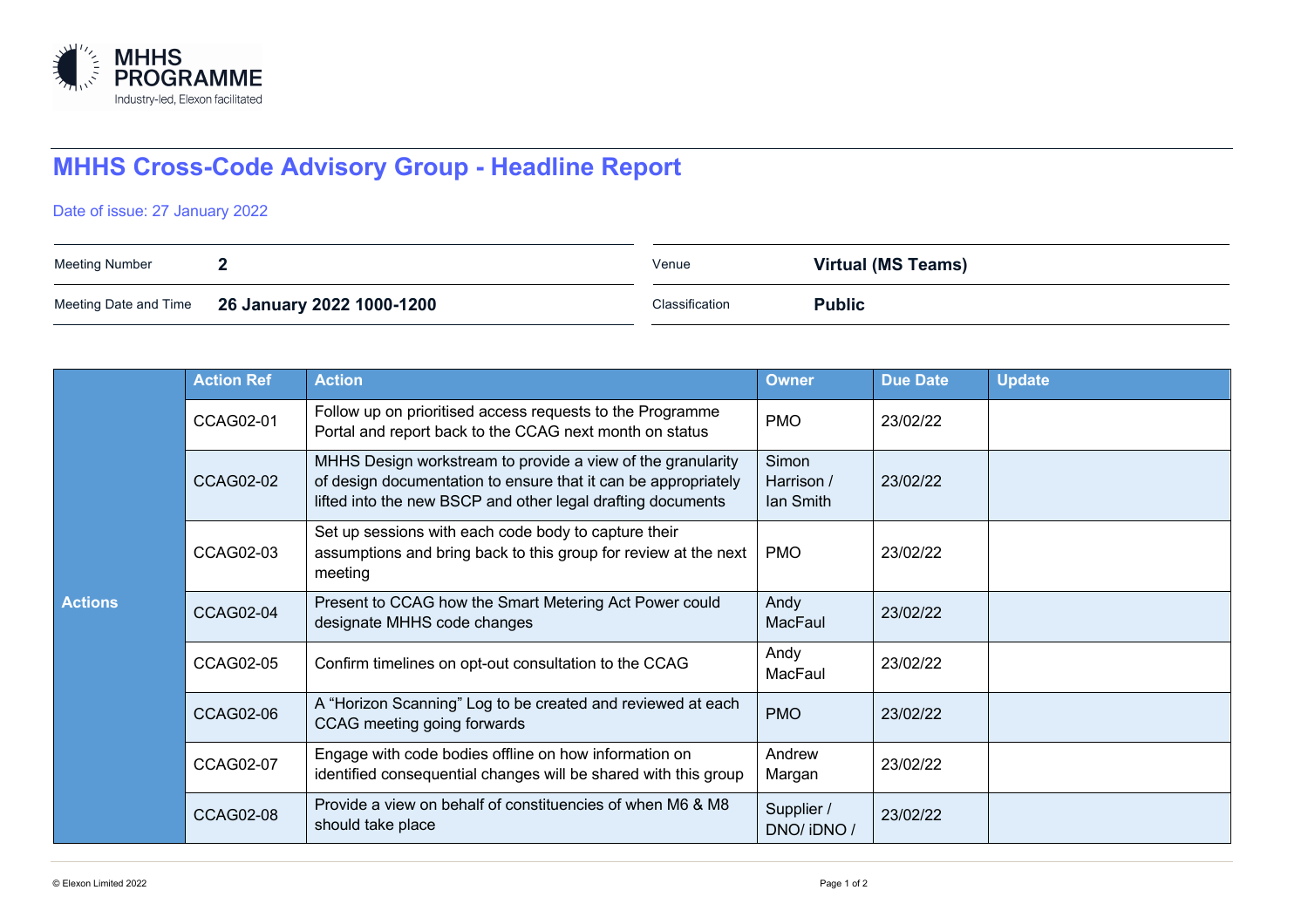MHHS PROGRAMME
Industry-led, Elexon facilitated

# MHHS Cross-Code Advisory Group - Headline Report

Date of issue: 27 January 2022

| | | | |
|---|---|---|---|
| Meeting Number | **2** | Venue | **Virtual (MS Teams)** |
| Meeting Date and Time | **26 January 2022 1000-1200** | Classification | **Public** |

| | Action Ref | Action | Owner | Due Date | Update |
|---|---|---|---|---|---|
| **Actions** | CCAG02-01 | Follow up on prioritised access requests to the Programme Portal and report back to the CCAG next month on status | PMO | 23/02/22 | |
| | CCAG02-02 | MHHS Design workstream to provide a view of the granularity of design documentation to ensure that it can be appropriately lifted into the new BSCP and other legal drafting documents | Simon Harrison / Ian Smith | 23/02/22 | |
| | CCAG02-03 | Set up sessions with each code body to capture their assumptions and bring back to this group for review at the next meeting | PMO | 23/02/22 | |
| | CCAG02-04 | Present to CCAG how the Smart Metering Act Power could designate MHHS code changes | Andy MacFaul | 23/02/22 | |
| | CCAG02-05 | Confirm timelines on opt-out consultation to the CCAG | Andy MacFaul | 23/02/22 | |
| | CCAG02-06 | A "Horizon Scanning" Log to be created and reviewed at each CCAG meeting going forwards | PMO | 23/02/22 | |
| | CCAG02-07 | Engage with code bodies offline on how information on identified consequential changes will be shared with this group | Andrew Margan | 23/02/22 | |
| | CCAG02-08 | Provide a view on behalf of constituencies of when M6 & M8 should take place | Supplier / DNO/ iDNO / | 23/02/22 | |

© Elexon Limited 2022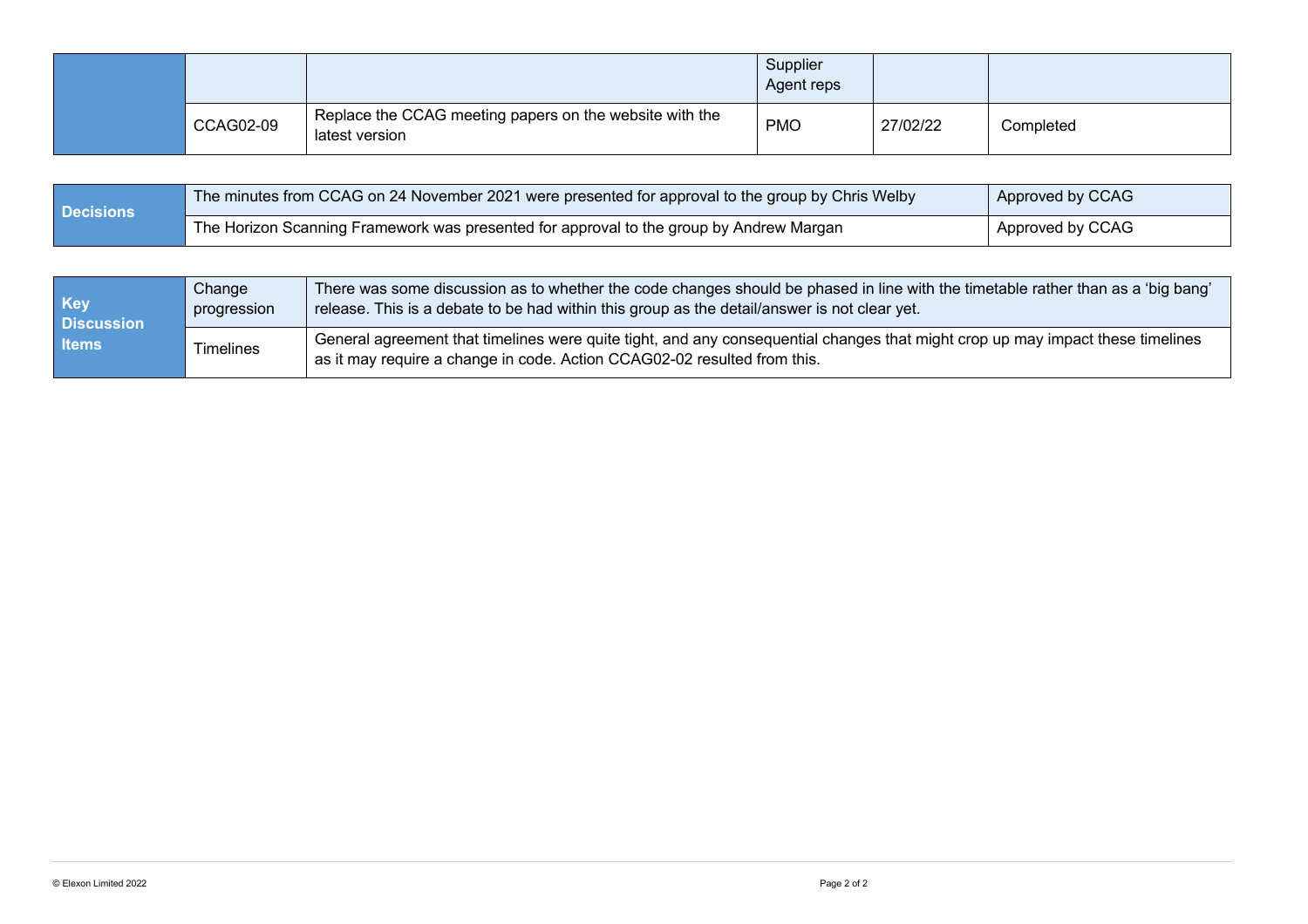| | | | | | |
|---|---|---|---|---|---|
| | | | Supplier Agent reps | | |
| | CCAG02-09 | Replace the CCAG meeting papers on the website with the latest version | PMO | 27/02/22 | Completed |

| | | |
|---|---|---|
| **Decisions** | The minutes from CCAG on 24 November 2021 were presented for approval to the group by Chris Welby | Approved by CCAG |
| | The Horizon Scanning Framework was presented for approval to the group by Andrew Margan | Approved by CCAG |

| | | |
|---|---|---|
| **Key Discussion Items** | Change progression | There was some discussion as to whether the code changes should be phased in line with the timetable rather than as a 'big bang' release. This is a debate to be had within this group as the detail/answer is not clear yet. |
| | Timelines | General agreement that timelines were quite tight, and any consequential changes that might crop up may impact these timelines as it may require a change in code. Action CCAG02-02 resulted from this. |

© Elexon Limited 2022